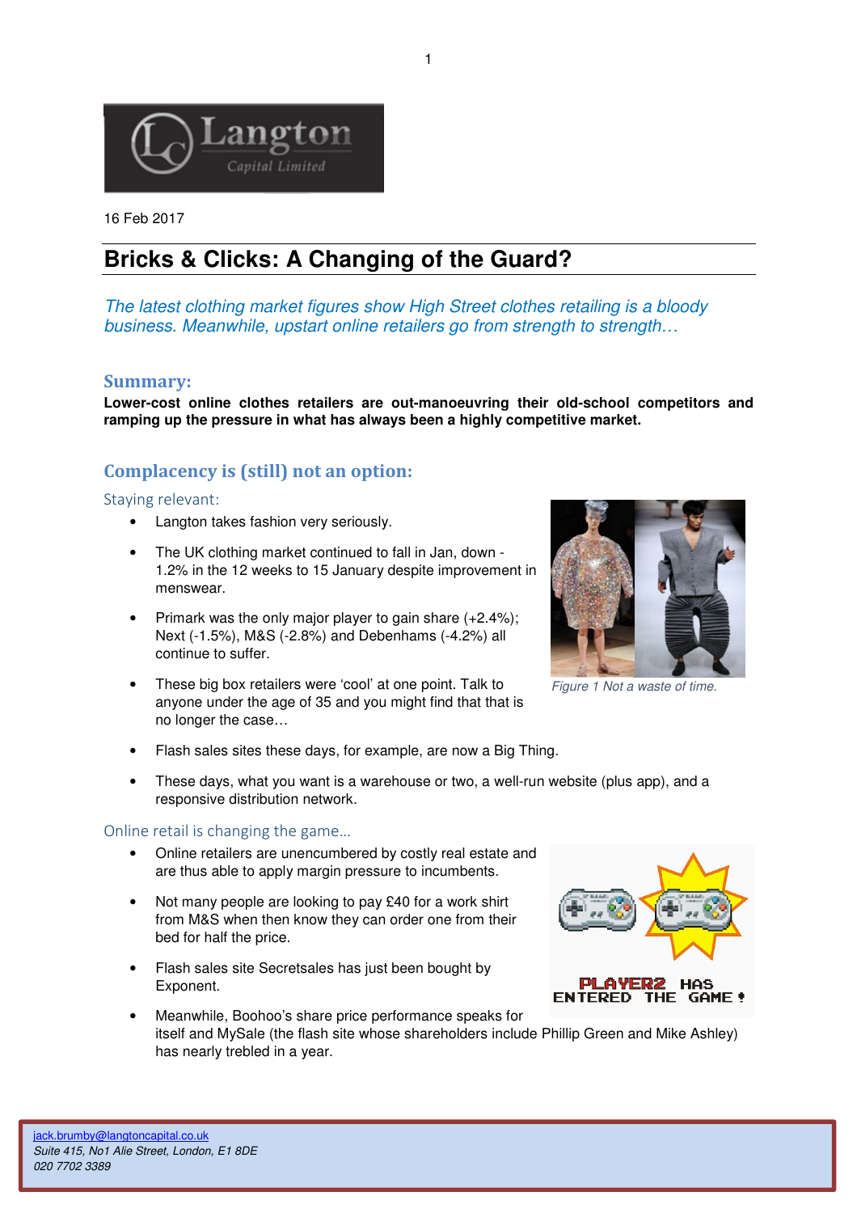16 Feb 2017

# Bricks & Clicks: A Changing of the Guard?

*The latest clothing market figures show High Street clothes retailing is a bloody business. Meanwhile, upstart online retailers go from strength to strength…*

## Summary:

**Lower-cost online clothes retailers are out-manoeuvring their old-school competitors and ramping up the pressure in what has always been a highly competitive market.**

## Complacency is (still) not an option:

### Staying relevant:

- Langton takes fashion very seriously.
- The UK clothing market continued to fall in Jan, down -1.2% in the 12 weeks to 15 January despite improvement in menswear.
- Primark was the only major player to gain share (+2.4%); Next (-1.5%), M&S (-2.8%) and Debenhams (-4.2%) all continue to suffer.
- These big box retailers were 'cool' at one point. Talk to anyone under the age of 35 and you might find that that is no longer the case…

*Figure 1 Not a waste of time.*

- Flash sales sites these days, for example, are now a Big Thing.
- These days, what you want is a warehouse or two, a well-run website (plus app), and a responsive distribution network.

### Online retail is changing the game…

- Online retailers are unencumbered by costly real estate and are thus able to apply margin pressure to incumbents.
- Not many people are looking to pay £40 for a work shirt from M&S when then know they can order one from their bed for half the price.
- Flash sales site Secretsales has just been bought by Exponent.
- Meanwhile, Boohoo's share price performance speaks for itself and MySale (the flash site whose shareholders include Phillip Green and Mike Ashley) has nearly trebled in a year.

jack.brumby@langtoncapital.co.uk
*Suite 415, No1 Alie Street, London, E1 8DE*
*020 7702 3389*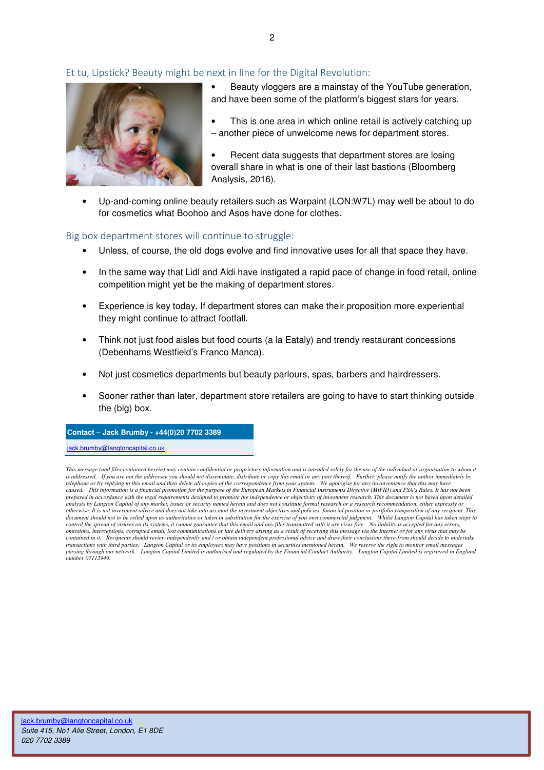## Et tu, Lipstick? Beauty might be next in line for the Digital Revolution:

- Beauty vloggers are a mainstay of the YouTube generation, and have been some of the platform's biggest stars for years.
- This is one area in which online retail is actively catching up – another piece of unwelcome news for department stores.
- Recent data suggests that department stores are losing overall share in what is one of their last bastions (Bloomberg Analysis, 2016).
- Up-and-coming online beauty retailers such as Warpaint (LON:W7L) may well be about to do for cosmetics what Boohoo and Asos have done for clothes.

## Big box department stores will continue to struggle:

- Unless, of course, the old dogs evolve and find innovative uses for all that space they have.
- In the same way that Lidl and Aldi have instigated a rapid pace of change in food retail, online competition might yet be the making of department stores.
- Experience is key today. If department stores can make their proposition more experiential they might continue to attract footfall.
- Think not just food aisles but food courts (a la Eataly) and trendy restaurant concessions (Debenhams Westfield's Franco Manca).
- Not just cosmetics departments but beauty parlours, spas, barbers and hairdressers.
- Sooner rather than later, department store retailers are going to have to start thinking outside the (big) box.

**Contact – Jack Brumby - +44(0)20 7702 3389**

jack.brumby@langtoncapital.co.uk

*This message (and files contained herein) may contain confidential or proprietary information and is intended solely for the use of the individual or organisation to whom it is addressed. If you are not the addressee you should not disseminate, distribute or copy this email or any part thereof. Further, please notify the author immediately by telephone or by replying to this email and then delete all copies of the correspondence from your system. We apologise for any inconvenience that this may have caused. This information is a financial promotion for the purpose of the European Markets in Financial Instruments Directive (MiFID) and FSA's Rules. It has not been prepared in accordance with the legal requirements designed to promote the independence or objectivity of investment research. This document is not based upon detailed analysis by Langton Capital of any market, issuer or security named herein and does not constitute formal research or a research recommendation, either expressly or otherwise. It is not investment advice and does not take into account the investment objectives and policies, financial position or portfolio composition of any recipient. This document should not to be relied upon as authoritative or taken in substitution for the exercise of you own commercial judgment. Whilst Langton Capital has taken steps to control the spread of viruses on its systems, it cannot guarantee that this email and any files transmitted with it are virus free. No liability is accepted for any errors, omissions, interceptions, corrupted email, lost communications or late delivery arising as a result of receiving this message via the Internet or for any virus that may be contained in it. Recipients should review independently and / or obtain independent professional advice and draw their conclusions there-from should decide to undertake transactions with third parties. Langton Capital or its employees may have positions in securities mentioned herein. We reserve the right to monitor email messages passing through our network. Langton Capital Limited is authorised and regulated by the Financial Conduct Authority. Langton Capital Limited is registered in England number 07112949.*